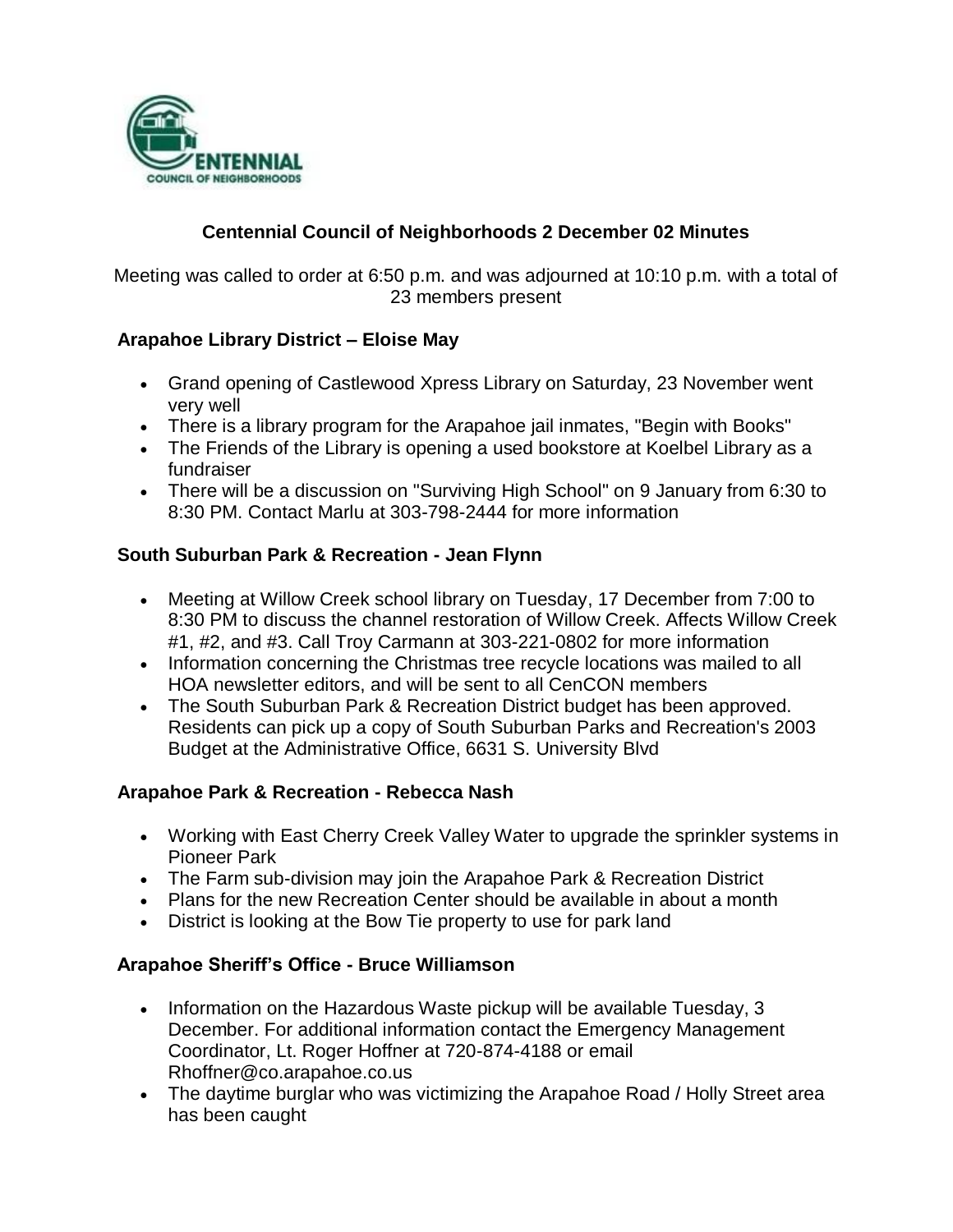# Centennial Council of Neighborhoods 2 December 02 Minutes

Meeting was called to order at 6:50 p.m. and was adjourned at 10:10 p.m. with a total of 23 members present

## Arapahoe Library District – Eloise May

- Grand opening of Castlewood Xpress Library on Saturday, 23 November went very well
- There is a library program for the Arapahoe jail inmates, "Begin with Books"
- The Friends of the Library is opening a used bookstore at Koelbel Library as a fundraiser
- There will be a discussion on "Surviving High School" on 9 January from 6:30 to 8:30 PM. Contact Marlu at 303-798-2444 for more information

## South Suburban Park & Recreation - Jean Flynn

- Meeting at Willow Creek school library on Tuesday, 17 December from 7:00 to 8:30 PM to discuss the channel restoration of Willow Creek. Affects Willow Creek #1, #2, and #3. Call Troy Carmann at 303-221-0802 for more information
- Information concerning the Christmas tree recycle locations was mailed to all HOA newsletter editors, and will be sent to all CenCON members
- The South Suburban Park & Recreation District budget has been approved. Residents can pick up a copy of South Suburban Parks and Recreation's 2003 Budget at the Administrative Office, 6631 S. University Blvd

## Arapahoe Park & Recreation - Rebecca Nash

- Working with East Cherry Creek Valley Water to upgrade the sprinkler systems in Pioneer Park
- The Farm sub-division may join the Arapahoe Park & Recreation District
- Plans for the new Recreation Center should be available in about a month
- District is looking at the Bow Tie property to use for park land

## Arapahoe Sheriff's Office - Bruce Williamson

- Information on the Hazardous Waste pickup will be available Tuesday, 3 December. For additional information contact the Emergency Management Coordinator, Lt. Roger Hoffner at 720-874-4188 or email Rhoffner@co.arapahoe.co.us
- The daytime burglar who was victimizing the Arapahoe Road / Holly Street area has been caught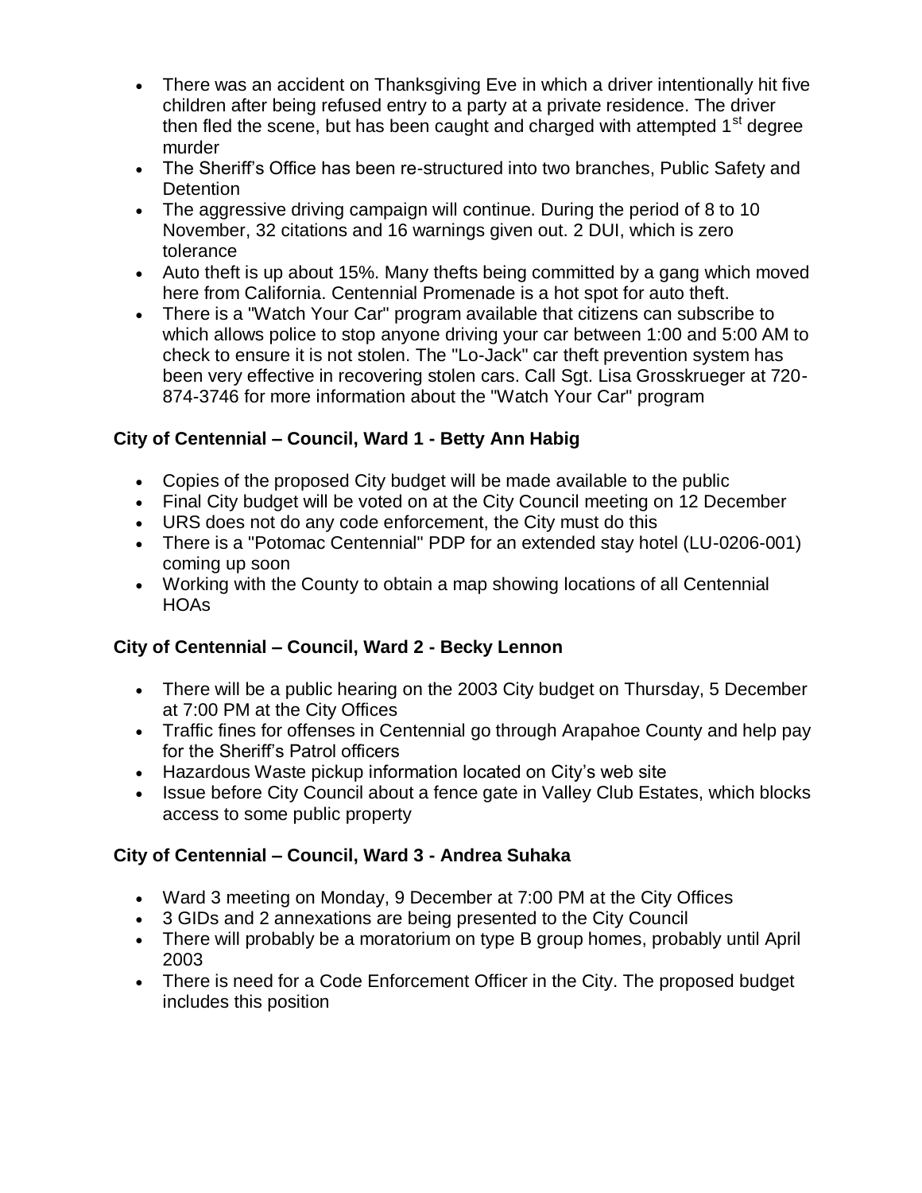- There was an accident on Thanksgiving Eve in which a driver intentionally hit five children after being refused entry to a party at a private residence. The driver then fled the scene, but has been caught and charged with attempted 1st degree murder
- The Sheriff's Office has been re-structured into two branches, Public Safety and Detention
- The aggressive driving campaign will continue. During the period of 8 to 10 November, 32 citations and 16 warnings given out. 2 DUI, which is zero tolerance
- Auto theft is up about 15%. Many thefts being committed by a gang which moved here from California. Centennial Promenade is a hot spot for auto theft.
- There is a "Watch Your Car" program available that citizens can subscribe to which allows police to stop anyone driving your car between 1:00 and 5:00 AM to check to ensure it is not stolen. The "Lo-Jack" car theft prevention system has been very effective in recovering stolen cars. Call Sgt. Lisa Grosskrueger at 720-874-3746 for more information about the "Watch Your Car" program

**City of Centennial – Council, Ward 1 - Betty Ann Habig**

- Copies of the proposed City budget will be made available to the public
- Final City budget will be voted on at the City Council meeting on 12 December
- URS does not do any code enforcement, the City must do this
- There is a "Potomac Centennial" PDP for an extended stay hotel (LU-0206-001) coming up soon
- Working with the County to obtain a map showing locations of all Centennial HOAs

**City of Centennial – Council, Ward 2 - Becky Lennon**

- There will be a public hearing on the 2003 City budget on Thursday, 5 December at 7:00 PM at the City Offices
- Traffic fines for offenses in Centennial go through Arapahoe County and help pay for the Sheriff's Patrol officers
- Hazardous Waste pickup information located on City's web site
- Issue before City Council about a fence gate in Valley Club Estates, which blocks access to some public property

**City of Centennial – Council, Ward 3 - Andrea Suhaka**

- Ward 3 meeting on Monday, 9 December at 7:00 PM at the City Offices
- 3 GIDs and 2 annexations are being presented to the City Council
- There will probably be a moratorium on type B group homes, probably until April 2003
- There is need for a Code Enforcement Officer in the City. The proposed budget includes this position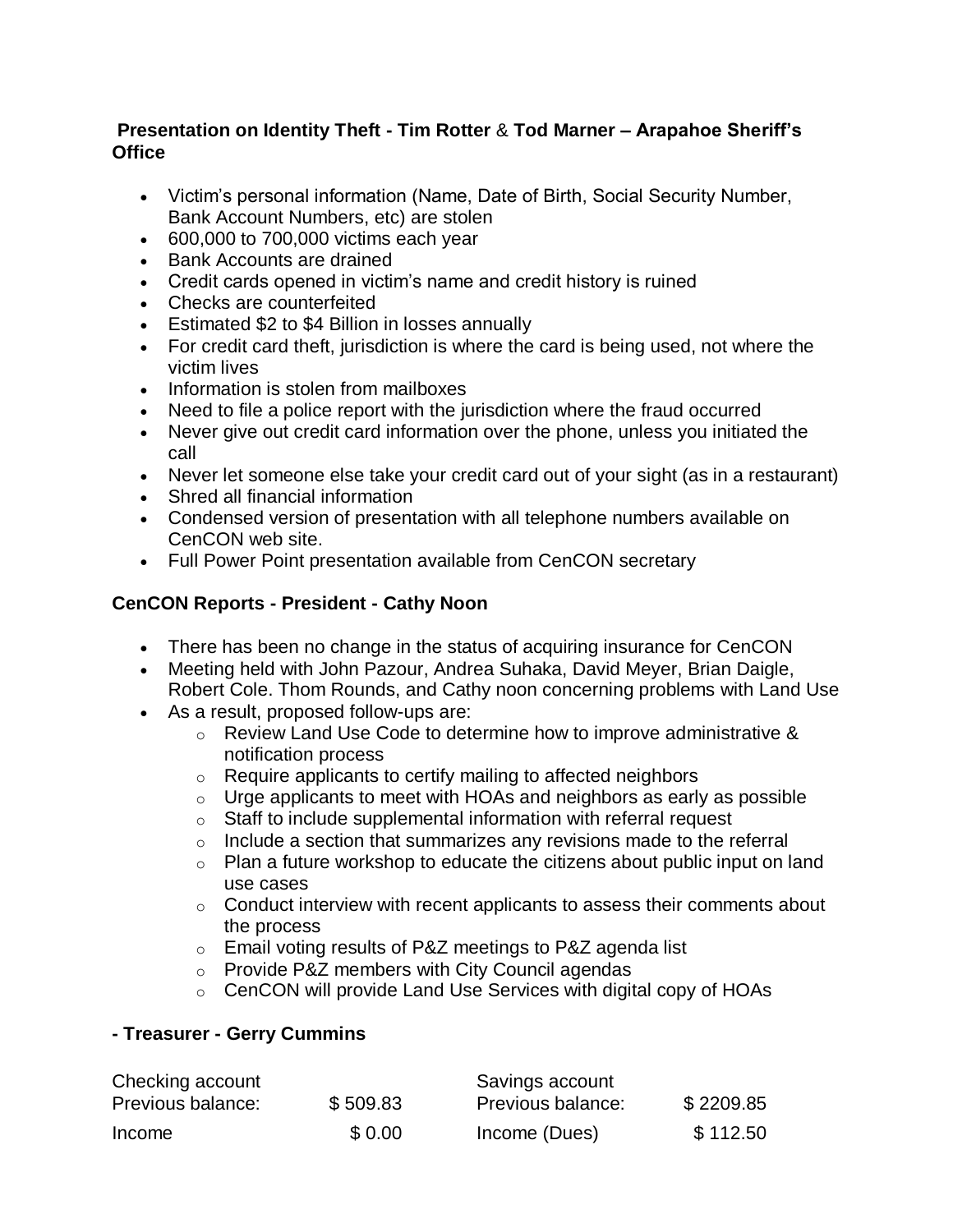**Presentation on Identity Theft - Tim Rotter & Tod Marner – Arapahoe Sheriff's Office**

- Victim's personal information (Name, Date of Birth, Social Security Number, Bank Account Numbers, etc) are stolen
- 600,000 to 700,000 victims each year
- Bank Accounts are drained
- Credit cards opened in victim's name and credit history is ruined
- Checks are counterfeited
- Estimated $2 to $4 Billion in losses annually
- For credit card theft, jurisdiction is where the card is being used, not where the victim lives
- Information is stolen from mailboxes
- Need to file a police report with the jurisdiction where the fraud occurred
- Never give out credit card information over the phone, unless you initiated the call
- Never let someone else take your credit card out of your sight (as in a restaurant)
- Shred all financial information
- Condensed version of presentation with all telephone numbers available on CenCON web site.
- Full Power Point presentation available from CenCON secretary

**CenCON Reports - President - Cathy Noon**

- There has been no change in the status of acquiring insurance for CenCON
- Meeting held with John Pazour, Andrea Suhaka, David Meyer, Brian Daigle, Robert Cole. Thom Rounds, and Cathy noon concerning problems with Land Use
- As a result, proposed follow-ups are:
  - Review Land Use Code to determine how to improve administrative & notification process
  - Require applicants to certify mailing to affected neighbors
  - Urge applicants to meet with HOAs and neighbors as early as possible
  - Staff to include supplemental information with referral request
  - Include a section that summarizes any revisions made to the referral
  - Plan a future workshop to educate the citizens about public input on land use cases
  - Conduct interview with recent applicants to assess their comments about the process
  - Email voting results of P&Z meetings to P&Z agenda list
  - Provide P&Z members with City Council agendas
  - CenCON will provide Land Use Services with digital copy of HOAs

**- Treasurer - Gerry Cummins**

| Checking account | | Savings account | |
|---|---|---|---|
| Previous balance: | $ 509.83 | Previous balance: | $ 2209.85 |
| Income | $ 0.00 | Income (Dues) | $ 112.50 |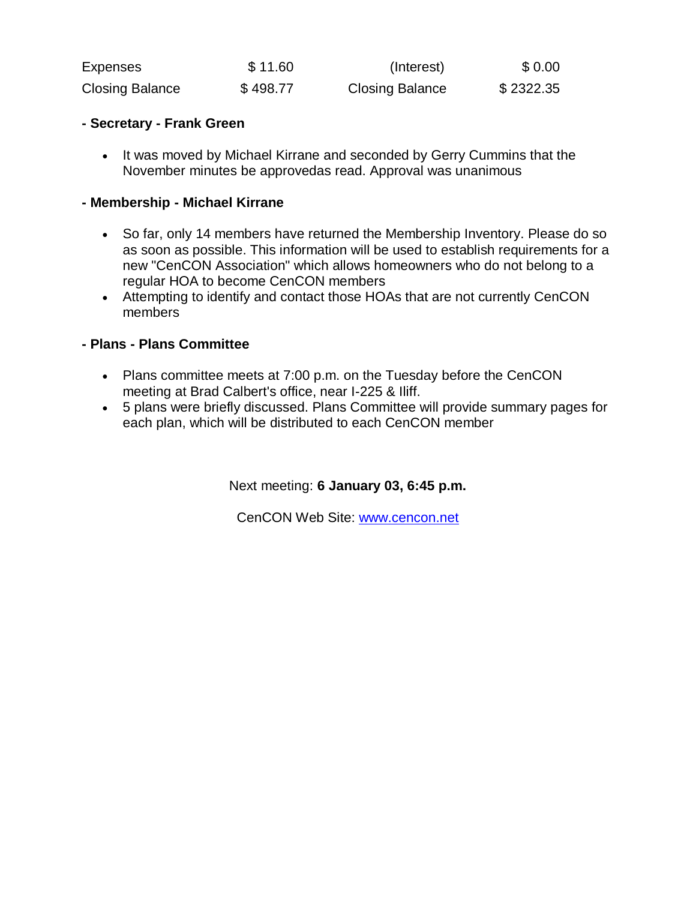| | | | |
|---|---|---|---|
| Expenses | $ 11.60 | (Interest) | $ 0.00 |
| Closing Balance | $ 498.77 | Closing Balance | $ 2322.35 |

**- Secretary - Frank Green**

- It was moved by Michael Kirrane and seconded by Gerry Cummins that the November minutes be approvedas read. Approval was unanimous

**- Membership - Michael Kirrane**

- So far, only 14 members have returned the Membership Inventory. Please do so as soon as possible. This information will be used to establish requirements for a new "CenCON Association" which allows homeowners who do not belong to a regular HOA to become CenCON members
- Attempting to identify and contact those HOAs that are not currently CenCON members

**- Plans - Plans Committee**

- Plans committee meets at 7:00 p.m. on the Tuesday before the CenCON meeting at Brad Calbert's office, near I-225 & Iliff.
- 5 plans were briefly discussed. Plans Committee will provide summary pages for each plan, which will be distributed to each CenCON member

Next meeting: **6 January 03, 6:45 p.m.**

CenCON Web Site: [www.cencon.net](www.cencon.net)